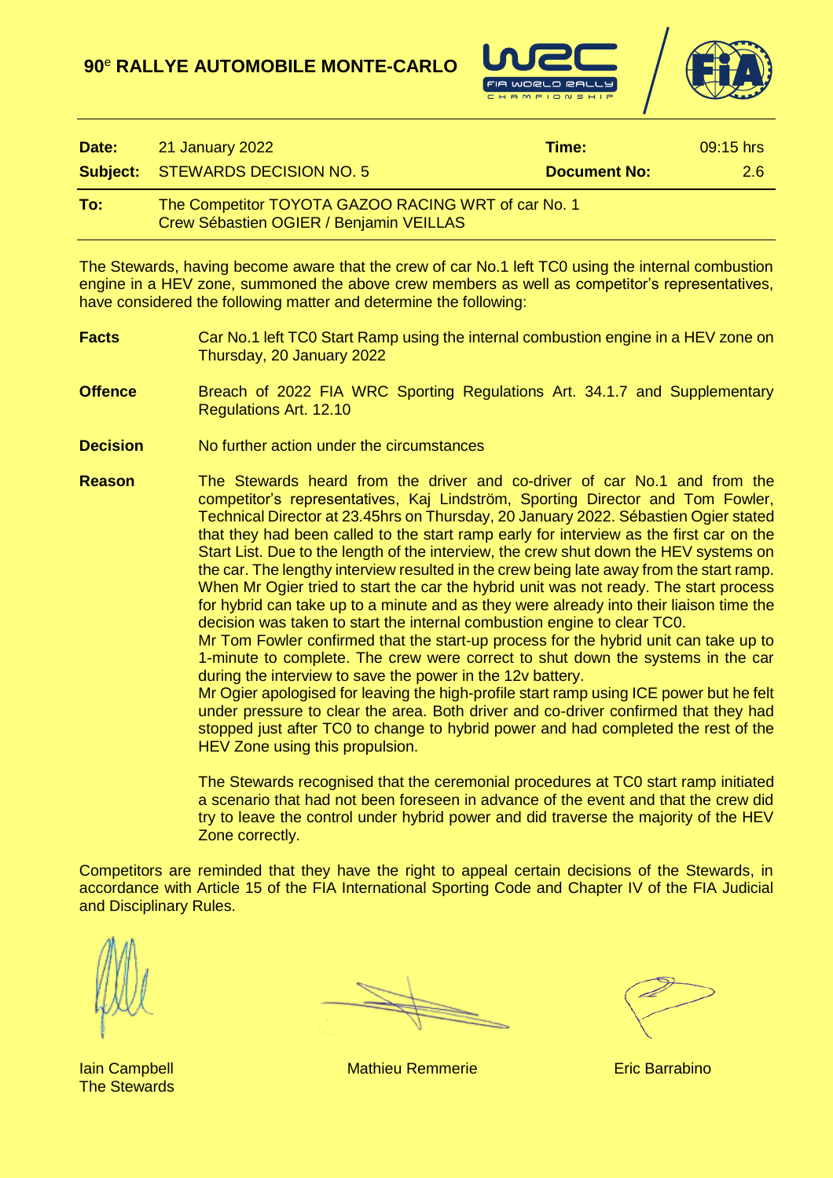# 90[e] RALLYE AUTOMOBILE MONTE-CARLO

| | | | |
|---|---|---|---|
| **Date:** | 21 January 2022 | **Time:** | 09:15 hrs |
| **Subject:** | STEWARDS DECISION NO. 5 | **Document No:** | 2.6 |

**To:** The Competitor TOYOTA GAZOO RACING WRT of car No. 1
Crew Sébastien OGIER / Benjamin VEILLAS

The Stewards, having become aware that the crew of car No.1 left TC0 using the internal combustion engine in a HEV zone, summoned the above crew members as well as competitor's representatives, have considered the following matter and determine the following:

**Facts** Car No.1 left TC0 Start Ramp using the internal combustion engine in a HEV zone on Thursday, 20 January 2022

**Offence** Breach of 2022 FIA WRC Sporting Regulations Art. 34.1.7 and Supplementary Regulations Art. 12.10

**Decision** No further action under the circumstances

**Reason** The Stewards heard from the driver and co-driver of car No.1 and from the competitor's representatives, Kaj Lindström, Sporting Director and Tom Fowler, Technical Director at 23.45hrs on Thursday, 20 January 2022. Sébastien Ogier stated that they had been called to the start ramp early for interview as the first car on the Start List. Due to the length of the interview, the crew shut down the HEV systems on the car. The lengthy interview resulted in the crew being late away from the start ramp. When Mr Ogier tried to start the car the hybrid unit was not ready. The start process for hybrid can take up to a minute and as they were already into their liaison time the decision was taken to start the internal combustion engine to clear TC0.

Mr Tom Fowler confirmed that the start-up process for the hybrid unit can take up to 1-minute to complete. The crew were correct to shut down the systems in the car during the interview to save the power in the 12v battery.

Mr Ogier apologised for leaving the high-profile start ramp using ICE power but he felt under pressure to clear the area. Both driver and co-driver confirmed that they had stopped just after TC0 to change to hybrid power and had completed the rest of the HEV Zone using this propulsion.

The Stewards recognised that the ceremonial procedures at TC0 start ramp initiated a scenario that had not been foreseen in advance of the event and that the crew did try to leave the control under hybrid power and did traverse the majority of the HEV Zone correctly.

Competitors are reminded that they have the right to appeal certain decisions of the Stewards, in accordance with Article 15 of the FIA International Sporting Code and Chapter IV of the FIA Judicial and Disciplinary Rules.

Iain Campbell
The Stewards

Mathieu Remmerie

Eric Barrabino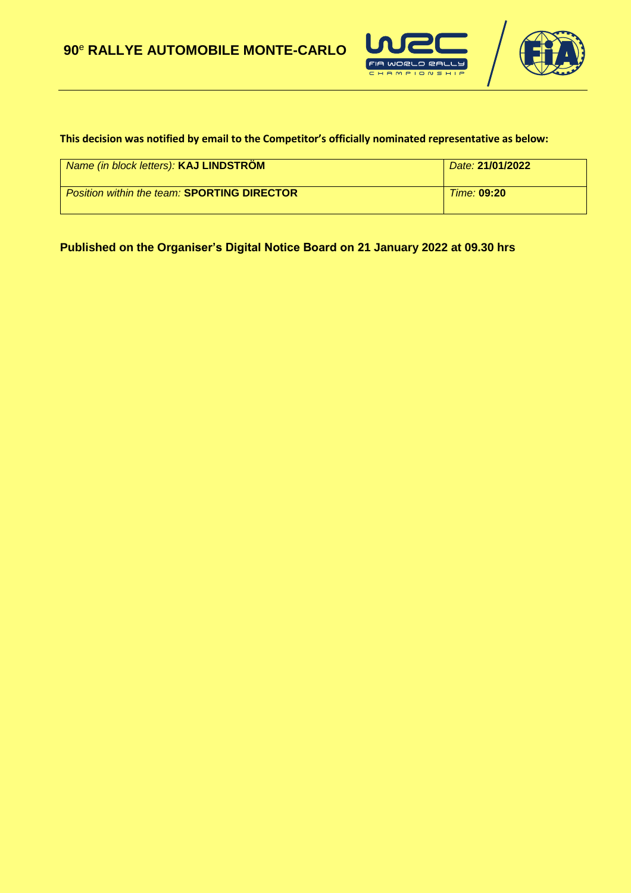**This decision was notified by email to the Competitor's officially nominated representative as below:**

| | |
|---|---|
| *Name (in block letters):* **KAJ LINDSTRÖM** | *Date:* **21/01/2022** |
| *Position within the team:* **SPORTING DIRECTOR** | *Time:* **09:20** |

**Published on the Organiser's Digital Notice Board on 21 January 2022 at 09.30 hrs**